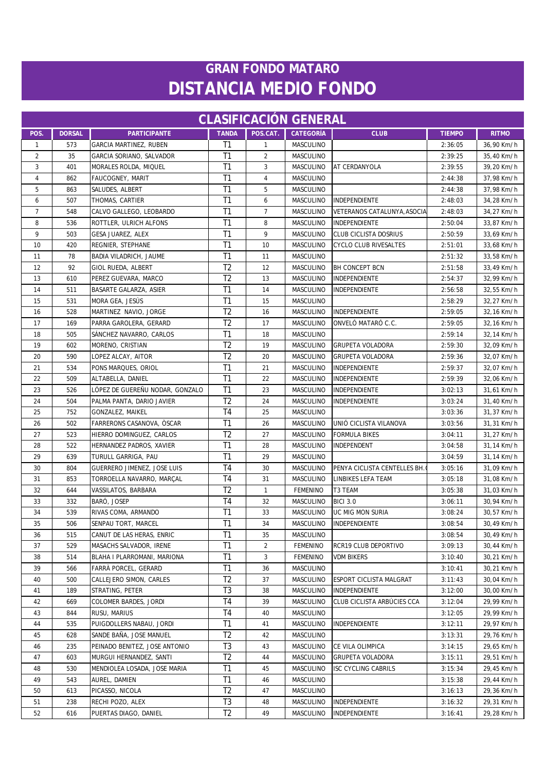# GRAN FONDO MATARO
# DISTANCIA MEDIO FONDO

## CLASIFICACIÓN GENERAL

| POS. | DORSAL | PARTICIPANTE | TANDA | POS.CAT. | CATEGORÍA | CLUB | TIEMPO | RITMO |
|---|---|---|---|---|---|---|---|---|
| 1 | 573 | GARCIA MARTINEZ, RUBEN | T1 | 1 | MASCULINO | | 2:36:05 | 36,90 Km/h |
| 2 | 35 | GARCIA SORIANO, SALVADOR | T1 | 2 | MASCULINO | | 2:39:25 | 35,40 Km/h |
| 3 | 401 | MORALES ROLDA, MIQUEL | T1 | 3 | MASCULINO | AT CERDANYOLA | 2:39:55 | 39,20 Km/h |
| 4 | 862 | FAUCOGNEY, MARIT | T1 | 4 | MASCULINO | | 2:44:38 | 37,98 Km/h |
| 5 | 863 | SALUDES, ALBERT | T1 | 5 | MASCULINO | | 2:44:38 | 37,98 Km/h |
| 6 | 507 | THOMAS, CARTIER | T1 | 6 | MASCULINO | INDEPENDIENTE | 2:48:03 | 34,28 Km/h |
| 7 | 548 | CALVO GALLEGO, LEOBARDO | T1 | 7 | MASCULINO | VETERANOS CATALUNYA,ASOCIA | 2:48:03 | 34,27 Km/h |
| 8 | 536 | ROTTLER, ULRICH ALFONS | T1 | 8 | MASCULINO | INDEPENDIENTE | 2:50:04 | 33,87 Km/h |
| 9 | 503 | GESA JUAREZ, ALEX | T1 | 9 | MASCULINO | CLUB CICLISTA DOSRIUS | 2:50:59 | 33,69 Km/h |
| 10 | 420 | REGNIER, STEPHANE | T1 | 10 | MASCULINO | CYCLO CLUB RIVESALTES | 2:51:01 | 33,68 Km/h |
| 11 | 78 | BADIA VILADRICH, JAUME | T1 | 11 | MASCULINO | | 2:51:32 | 33,58 Km/h |
| 12 | 92 | GIOL RUEDA, ALBERT | T2 | 12 | MASCULINO | BH CONCEPT BCN | 2:51:58 | 33,49 Km/h |
| 13 | 610 | PEREZ GUEVARA, MARCO | T2 | 13 | MASCULINO | INDEPENDIENTE | 2:54:37 | 32,99 Km/h |
| 14 | 511 | BASARTE GALARZA, ASIER | T1 | 14 | MASCULINO | INDEPENDIENTE | 2:56:58 | 32,55 Km/h |
| 15 | 531 | MORA GEA, JESÚS | T1 | 15 | MASCULINO | | 2:58:29 | 32,27 Km/h |
| 16 | 528 | MARTINEZ NAVIO, JORGE | T2 | 16 | MASCULINO | INDEPENDIENTE | 2:59:05 | 32,16 Km/h |
| 17 | 169 | PARRA GAROLERA, GERARD | T2 | 17 | MASCULINO | ONVELÓ MATARÓ C.C. | 2:59:05 | 32,16 Km/h |
| 18 | 505 | SÁNCHEZ NAVARRO, CARLOS | T1 | 18 | MASCULINO | | 2:59:14 | 32,14 Km/h |
| 19 | 602 | MORENO, CRISTIAN | T2 | 19 | MASCULINO | GRUPETA VOLADORA | 2:59:30 | 32,09 Km/h |
| 20 | 590 | LOPEZ ALCAY, AITOR | T2 | 20 | MASCULINO | GRUPETA VOLADORA | 2:59:36 | 32,07 Km/h |
| 21 | 534 | PONS MARQUES, ORIOL | T1 | 21 | MASCULINO | INDEPENDIENTE | 2:59:37 | 32,07 Km/h |
| 22 | 509 | ALTABELLA, DANIEL | T1 | 22 | MASCULINO | INDEPENDIENTE | 2:59:39 | 32,06 Km/h |
| 23 | 526 | LÓPEZ DE GUEREÑU NODAR, GONZALO | T1 | 23 | MASCULINO | INDEPENDIENTE | 3:02:13 | 31,61 Km/h |
| 24 | 504 | PALMA PANTA, DARIO JAVIER | T2 | 24 | MASCULINO | INDEPENDIENTE | 3:03:24 | 31,40 Km/h |
| 25 | 752 | GONZALEZ, MAIKEL | T4 | 25 | MASCULINO | | 3:03:36 | 31,37 Km/h |
| 26 | 502 | FARRERONS CASANOVA, ÒSCAR | T1 | 26 | MASCULINO | UNIÓ CICLISTA VILANOVA | 3:03:56 | 31,31 Km/h |
| 27 | 523 | HIERRO DOMINGUEZ, CARLOS | T2 | 27 | MASCULINO | FORMULA BIKES | 3:04:11 | 31,27 Km/h |
| 28 | 522 | HERNANDEZ PADROS, XAVIER | T1 | 28 | MASCULINO | INDEPENDENT | 3:04:58 | 31,14 Km/h |
| 29 | 639 | TURULL GARRIGA, PAU | T1 | 29 | MASCULINO | | 3:04:59 | 31,14 Km/h |
| 30 | 804 | GUERRERO JIMENEZ, JOSE LUIS | T4 | 30 | MASCULINO | PENYA CICLISTA CENTELLES BH.( | 3:05:16 | 31,09 Km/h |
| 31 | 853 | TORROELLA NAVARRO, MARÇAL | T4 | 31 | MASCULINO | LINBIKES LEFA TEAM | 3:05:18 | 31,08 Km/h |
| 32 | 644 | VASSILATOS, BARBARA | T2 | 1 | FEMENINO | T3 TEAM | 3:05:38 | 31,03 Km/h |
| 33 | 332 | BARÓ, JOSEP | T4 | 32 | MASCULINO | BICI 3.0 | 3:06:11 | 30,94 Km/h |
| 34 | 539 | RIVAS COMA, ARMANDO | T1 | 33 | MASCULINO | UC MIG MON SURIA | 3:08:24 | 30,57 Km/h |
| 35 | 506 | SENPAU TORT, MARCEL | T1 | 34 | MASCULINO | INDEPENDIENTE | 3:08:54 | 30,49 Km/h |
| 36 | 515 | CANUT DE LAS HERAS, ENRIC | T1 | 35 | MASCULINO | | 3:08:54 | 30,49 Km/h |
| 37 | 529 | MASACHS SALVADOR, IRENE | T1 | 2 | FEMENINO | RCR19 CLUB DEPORTIVO | 3:09:13 | 30,44 Km/h |
| 38 | 514 | BLAHA I PLARROMANI, MARIONA | T1 | 3 | FEMENINO | VDM BIKERS | 3:10:40 | 30,21 Km/h |
| 39 | 566 | FARRÀ PORCEL, GERARD | T1 | 36 | MASCULINO | | 3:10:41 | 30,21 Km/h |
| 40 | 500 | CALLEJERO SIMON, CARLES | T2 | 37 | MASCULINO | ESPORT CICLISTA MALGRAT | 3:11:43 | 30,04 Km/h |
| 41 | 189 | STRATING, PETER | T3 | 38 | MASCULINO | INDEPENDIENTE | 3:12:00 | 30,00 Km/h |
| 42 | 669 | COLOMER BARDES, JORDI | T4 | 39 | MASCULINO | CLUB CICLISTA ARBÚCIES CCA | 3:12:04 | 29,99 Km/h |
| 43 | 844 | RUSU, MARIUS | T4 | 40 | MASCULINO | | 3:12:05 | 29,99 Km/h |
| 44 | 535 | PUIGDOLLERS NABAU, JORDI | T1 | 41 | MASCULINO | INDEPENDIENTE | 3:12:11 | 29,97 Km/h |
| 45 | 628 | SANDE BAÑA, JOSE MANUEL | T2 | 42 | MASCULINO | | 3:13:31 | 29,76 Km/h |
| 46 | 235 | PEINADO BENITEZ, JOSE ANTONIO | T3 | 43 | MASCULINO | CE VILA OLIMPICA | 3:14:15 | 29,65 Km/h |
| 47 | 603 | MURGUI HERNANDEZ, SANTI | T2 | 44 | MASCULINO | GRUPETA VOLADORA | 3:15:11 | 29,51 Km/h |
| 48 | 530 | MENDIOLEA LOSADA, JOSE MARIA | T1 | 45 | MASCULINO | ISC CYCLING CABRILS | 3:15:34 | 29,45 Km/h |
| 49 | 543 | AUREL, DAMIEN | T1 | 46 | MASCULINO | | 3:15:38 | 29,44 Km/h |
| 50 | 613 | PICASSO, NICOLA | T2 | 47 | MASCULINO | | 3:16:13 | 29,36 Km/h |
| 51 | 238 | RECHI POZO, ALEX | T3 | 48 | MASCULINO | INDEPENDIENTE | 3:16:32 | 29,31 Km/h |
| 52 | 616 | PUERTAS DIAGO, DANIEL | T2 | 49 | MASCULINO | INDEPENDIENTE | 3:16:41 | 29,28 Km/h |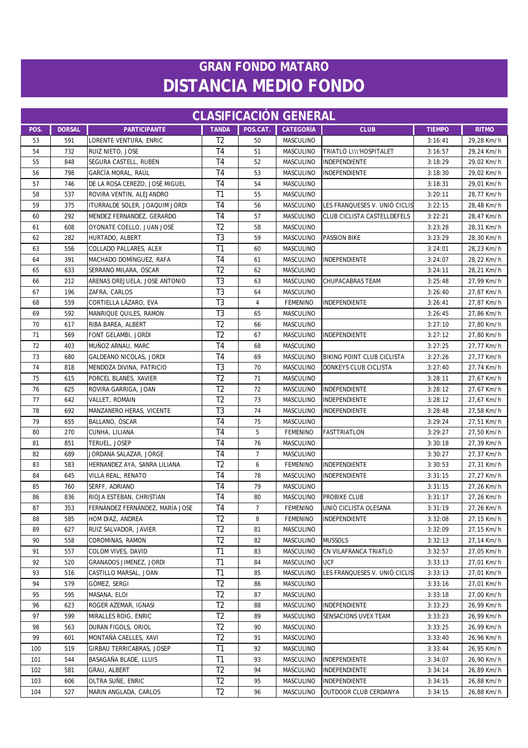# GRAN FONDO MATARO
# DISTANCIA MEDIO FONDO

## CLASIFICACIÓN GENERAL

| POS. | DORSAL | PARTICIPANTE | TANDA | POS.CAT. | CATEGORÍA | CLUB | TIEMPO | RITMO |
|---|---|---|---|---|---|---|---|---|
| 53 | 591 | LORENTE VENTURA, ENRIC | T2 | 50 | MASCULINO | | 3:16:41 | 29,28 Km/h |
| 54 | 732 | RUIZ NIETO, JOSE | T4 | 51 | MASCULINO | TRIATLÓ L\\\'HOSPITALET | 3:16:57 | 29,24 Km/h |
| 55 | 848 | SEGURA CASTELL, RUBÈN | T4 | 52 | MASCULINO | INDEPENDIENTE | 3:18:29 | 29,02 Km/h |
| 56 | 798 | GARCÍA MORAL, RAÚL | T4 | 53 | MASCULINO | INDEPENDIENTE | 3:18:30 | 29,02 Km/h |
| 57 | 746 | DE LA ROSA CEREZO, JOSÉ MIGUEL | T4 | 54 | MASCULINO | | 3:18:31 | 29,01 Km/h |
| 58 | 537 | ROVIRA VENTIN, ALEJANDRO | T1 | 55 | MASCULINO | | 3:20:11 | 28,77 Km/h |
| 59 | 375 | ITURRALDE SOLER, JOAQUIM JORDI | T4 | 56 | MASCULINO | LES FRANQUESES V. UNIÓ CICLIS | 3:22:15 | 28,48 Km/h |
| 60 | 292 | MENDEZ FERNANDEZ, GERARDO | T4 | 57 | MASCULINO | CLUB CICLISTA CASTELLDEFELS | 3:22:21 | 28,47 Km/h |
| 61 | 608 | OYONATE COELLO, JUAN JOSÉ | T2 | 58 | MASCULINO | | 3:23:28 | 28,31 Km/h |
| 62 | 282 | HURTADO, ALBERT | T3 | 59 | MASCULINO | PASSION BIKE | 3:23:29 | 28,30 Km/h |
| 63 | 556 | COLLADO PALLARES, ALEX | T1 | 60 | MASCULINO | | 3:24:01 | 28,23 Km/h |
| 64 | 391 | MACHADO DOMÍNGUEZ, RAFA | T4 | 61 | MASCULINO | INDEPENDIENTE | 3:24:07 | 28,22 Km/h |
| 65 | 633 | SERRANO MILARA, ÓSCAR | T2 | 62 | MASCULINO | | 3:24:11 | 28,21 Km/h |
| 66 | 212 | ARENAS OREJUELA, JOSE ANTONIO | T3 | 63 | MASCULINO | CHUPACABRAS TEAM | 3:25:48 | 27,99 Km/h |
| 67 | 196 | ZAFRA, CARLOS | T3 | 64 | MASCULINO | | 3:26:40 | 27,87 Km/h |
| 68 | 559 | CORTIELLA LÁZARO, EVA | T3 | 4 | FEMENINO | INDEPENDIENTE | 3:26:41 | 27,87 Km/h |
| 69 | 592 | MANRIQUE QUILES, RAMON | T3 | 65 | MASCULINO | | 3:26:45 | 27,86 Km/h |
| 70 | 617 | RIBA BAREA, ALBERT | T2 | 66 | MASCULINO | | 3:27:10 | 27,80 Km/h |
| 71 | 569 | FONT GELAMBI, JORDI | T2 | 67 | MASCULINO | INDEPENDIENTE | 3:27:12 | 27,80 Km/h |
| 72 | 403 | MUÑOZ ARNAU, MARC | T4 | 68 | MASCULINO | | 3:27:25 | 27,77 Km/h |
| 73 | 680 | GALDEANO NICOLAS, JORDI | T4 | 69 | MASCULINO | BIKING POINT CLUB CICLISTA | 3:27:26 | 27,77 Km/h |
| 74 | 818 | MENDOZA DIVINA, PATRICIO | T3 | 70 | MASCULINO | DONKEYS CLUB CICLISTA | 3:27:40 | 27,74 Km/h |
| 75 | 615 | PORCEL BLANES, XAVIER | T2 | 71 | MASCULINO | | 3:28:11 | 27,67 Km/h |
| 76 | 625 | ROVIRA GARRIGA, JOAN | T2 | 72 | MASCULINO | INDEPENDIENTE | 3:28:12 | 27,67 Km/h |
| 77 | 642 | VALLET, ROMAIN | T2 | 73 | MASCULINO | INDEPENDIENTE | 3:28:12 | 27,67 Km/h |
| 78 | 692 | MANZANERO HERAS, VICENTE | T3 | 74 | MASCULINO | INDEPENDIENTE | 3:28:48 | 27,58 Km/h |
| 79 | 655 | BALLANO, ÓSCAR | T4 | 75 | MASCULINO | | 3:29:24 | 27,51 Km/h |
| 80 | 270 | CUNHA, LILIANA | T4 | 5 | FEMENINO | FASTTRIATLON | 3:29:27 | 27,50 Km/h |
| 81 | 851 | TERUEL, JOSEP | T4 | 76 | MASCULINO | | 3:30:18 | 27,39 Km/h |
| 82 | 689 | JORDANA SALAZAR, JORGE | T4 | 7 | MASCULINO | | 3:30:27 | 27,37 Km/h |
| 83 | 583 | HERNANDEZ AYA, SANRA LILIANA | T2 | 6 | FEMENINO | INDEPENDIENTE | 3:30:53 | 27,31 Km/h |
| 84 | 645 | VILLA REAL, RENATO | T4 | 78 | MASCULINO | INDEPENDIENTE | 3:31:15 | 27,27 Km/h |
| 85 | 760 | SERFF, ADRIANO | T4 | 79 | MASCULINO | | 3:31:15 | 27,26 Km/h |
| 86 | 836 | RIOJA ESTEBAN, CHRISTIAN | T4 | 80 | MASCULINO | PROBIKE CLUB | 3:31:17 | 27,26 Km/h |
| 87 | 353 | FERNÁNDEZ FERNÁNDEZ, MARÍA JOSE | T4 | 7 | FEMENINO | UNIÓ CICLISTA OLESANA | 3:31:19 | 27,26 Km/h |
| 88 | 585 | HOM DIAZ, ANDREA | T2 | 8 | FEMENINO | INDEPENDIENTE | 3:32:08 | 27,15 Km/h |
| 89 | 627 | RUIZ SALVADOR, JAVIER | T2 | 81 | MASCULINO | | 3:32:09 | 27,15 Km/h |
| 90 | 558 | COROMINAS, RAMON | T2 | 82 | MASCULINO | MUSSOLS | 3:32:13 | 27,14 Km/h |
| 91 | 557 | COLOM VIVES, DAVID | T1 | 83 | MASCULINO | CN VILAFRANCA TRIATLO | 3:32:57 | 27,05 Km/h |
| 92 | 520 | GRANADOS JIMENEZ, JORDI | T1 | 84 | MASCULINO | UCF | 3:33:13 | 27,01 Km/h |
| 93 | 516 | CASTILLO MARSAL, JOAN | T1 | 85 | MASCULINO | LES FRANQUESES V. UNIÓ CICLIS | 3:33:13 | 27,01 Km/h |
| 94 | 579 | GÓMEZ, SERGI | T2 | 86 | MASCULINO | | 3:33:16 | 27,01 Km/h |
| 95 | 595 | MASANA, ELOI | T2 | 87 | MASCULINO | | 3:33:18 | 27,00 Km/h |
| 96 | 623 | ROGER AZEMAR, IGNASI | T2 | 88 | MASCULINO | INDEPENDIENTE | 3:33:23 | 26,99 Km/h |
| 97 | 599 | MIRALLES ROIG, ENRIC | T2 | 89 | MASCULINO | SENSACIONS UVEX TEAM | 3:33:23 | 26,99 Km/h |
| 98 | 563 | DURAN FIGOLS, ORIOL | T2 | 90 | MASCULINO | | 3:33:25 | 26,99 Km/h |
| 99 | 601 | MONTAÑÀ CAELLES, XAVI | T2 | 91 | MASCULINO | | 3:33:40 | 26,96 Km/h |
| 100 | 519 | GIRBAU TERRICABRAS, JOSEP | T1 | 92 | MASCULINO | | 3:33:44 | 26,95 Km/h |
| 101 | 544 | BASAGAÑA BLADE, LLUIS | T1 | 93 | MASCULINO | INDEPENDIENTE | 3:34:07 | 26,90 Km/h |
| 102 | 581 | GRAU, ALBERT | T2 | 94 | MASCULINO | INDEPENDIENTE | 3:34:14 | 26,89 Km/h |
| 103 | 606 | OLTRA SUÑE, ENRIC | T2 | 95 | MASCULINO | INDEPENDIENTE | 3:34:15 | 26,88 Km/h |
| 104 | 527 | MARIN ANGLADA, CARLOS | T2 | 96 | MASCULINO | OUTDOOR CLUB CERDANYA | 3:34:15 | 26,88 Km/h |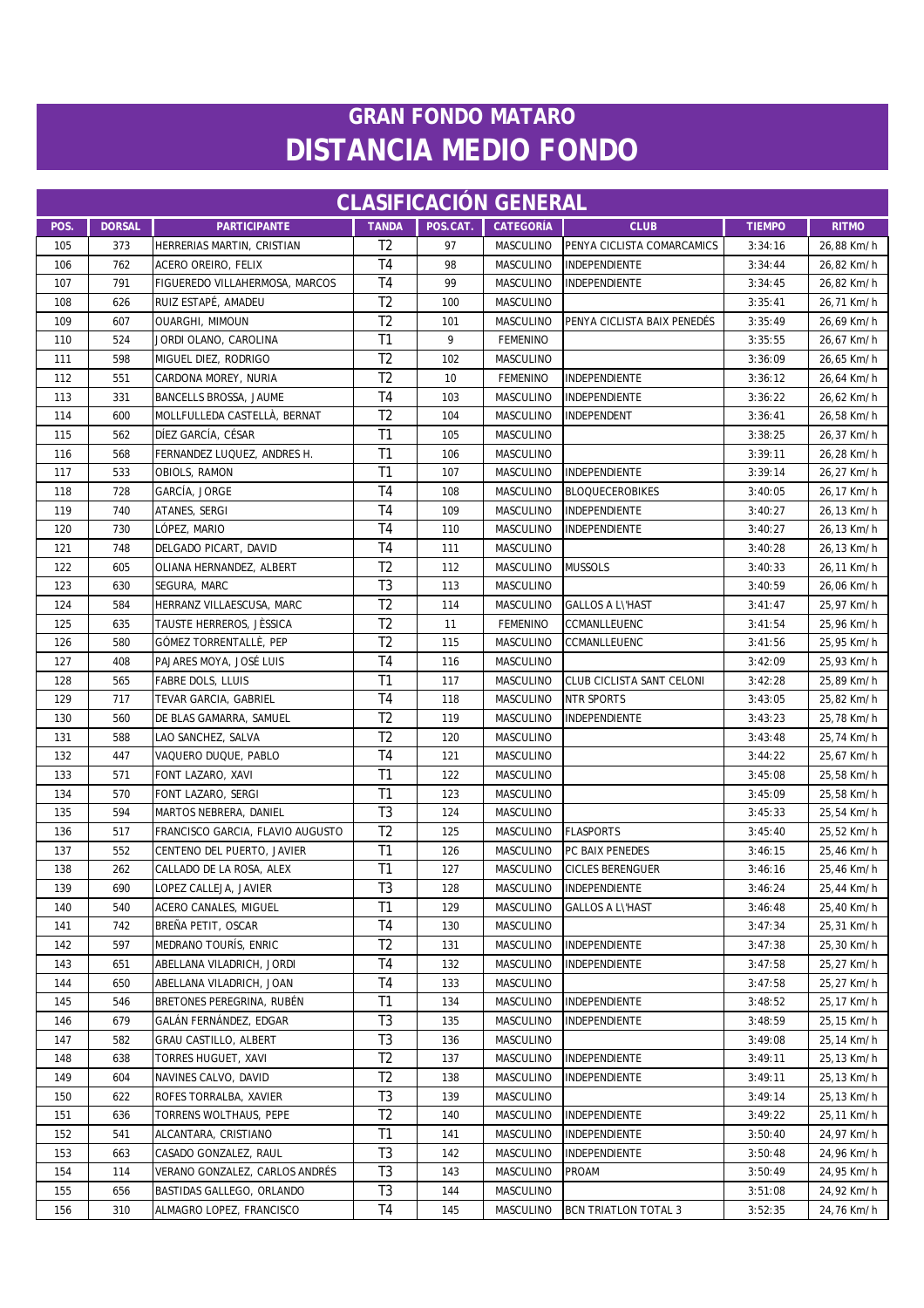# GRAN FONDO MATARO
# DISTANCIA MEDIO FONDO

## CLASIFICACIÓN GENERAL

| POS. | DORSAL | PARTICIPANTE | TANDA | POS.CAT. | CATEGORÍA | CLUB | TIEMPO | RITMO |
|---|---|---|---|---|---|---|---|---|
| 105 | 373 | HERRERIAS MARTIN, CRISTIAN | T2 | 97 | MASCULINO | PENYA CICLISTA COMARCAMICS | 3:34:16 | 26,88 Km/h |
| 106 | 762 | ACERO OREIRO, FELIX | T4 | 98 | MASCULINO | INDEPENDIENTE | 3:34:44 | 26,82 Km/h |
| 107 | 791 | FIGUEREDO VILLAHERMOSA, MARCOS | T4 | 99 | MASCULINO | INDEPENDIENTE | 3:34:45 | 26,82 Km/h |
| 108 | 626 | RUIZ ESTAPÉ, AMADEU | T2 | 100 | MASCULINO | | 3:35:41 | 26,71 Km/h |
| 109 | 607 | OUARGHI, MIMOUN | T2 | 101 | MASCULINO | PENYA CICLISTA BAIX PENEDÉS | 3:35:49 | 26,69 Km/h |
| 110 | 524 | JORDI OLANO, CAROLINA | T1 | 9 | FEMENINO | | 3:35:55 | 26,67 Km/h |
| 111 | 598 | MIGUEL DIEZ, RODRIGO | T2 | 102 | MASCULINO | | 3:36:09 | 26,65 Km/h |
| 112 | 551 | CARDONA MOREY, NURIA | T2 | 10 | FEMENINO | INDEPENDIENTE | 3:36:12 | 26,64 Km/h |
| 113 | 331 | BANCELLS BROSSA, JAUME | T4 | 103 | MASCULINO | INDEPENDIENTE | 3:36:22 | 26,62 Km/h |
| 114 | 600 | MOLLFULLEDA CASTELLÀ, BERNAT | T2 | 104 | MASCULINO | INDEPENDENT | 3:36:41 | 26,58 Km/h |
| 115 | 562 | DÍEZ GARCÍA, CÉSAR | T1 | 105 | MASCULINO | | 3:38:25 | 26,37 Km/h |
| 116 | 568 | FERNANDEZ LUQUEZ, ANDRES H. | T1 | 106 | MASCULINO | | 3:39:11 | 26,28 Km/h |
| 117 | 533 | OBIOLS, RAMON | T1 | 107 | MASCULINO | INDEPENDIENTE | 3:39:14 | 26,27 Km/h |
| 118 | 728 | GARCÍA, JORGE | T4 | 108 | MASCULINO | BLOQUECEROBIKES | 3:40:05 | 26,17 Km/h |
| 119 | 740 | ATANES, SERGI | T4 | 109 | MASCULINO | INDEPENDIENTE | 3:40:27 | 26,13 Km/h |
| 120 | 730 | LÓPEZ, MARIO | T4 | 110 | MASCULINO | INDEPENDIENTE | 3:40:27 | 26,13 Km/h |
| 121 | 748 | DELGADO PICART, DAVID | T4 | 111 | MASCULINO | | 3:40:28 | 26,13 Km/h |
| 122 | 605 | OLIANA HERNANDEZ, ALBERT | T2 | 112 | MASCULINO | MUSSOLS | 3:40:33 | 26,11 Km/h |
| 123 | 630 | SEGURA, MARC | T3 | 113 | MASCULINO | | 3:40:59 | 26,06 Km/h |
| 124 | 584 | HERRANZ VILLAESCUSA, MARC | T2 | 114 | MASCULINO | GALLOS A L\'HAST | 3:41:47 | 25,97 Km/h |
| 125 | 635 | TAUSTE HERREROS, JÈSSICA | T2 | 11 | FEMENINO | CCMANLLEUENC | 3:41:54 | 25,96 Km/h |
| 126 | 580 | GÓMEZ TORRENTALLÉ, PEP | T2 | 115 | MASCULINO | CCMANLLEUENC | 3:41:56 | 25,95 Km/h |
| 127 | 408 | PAJARES MOYA, JOSÉ LUIS | T4 | 116 | MASCULINO | | 3:42:09 | 25,93 Km/h |
| 128 | 565 | FABRE DOLS, LLUIS | T1 | 117 | MASCULINO | CLUB CICLISTA SANT CELONI | 3:42:28 | 25,89 Km/h |
| 129 | 717 | TEVAR GARCIA, GABRIEL | T4 | 118 | MASCULINO | NTR SPORTS | 3:43:05 | 25,82 Km/h |
| 130 | 560 | DE BLAS GAMARRA, SAMUEL | T2 | 119 | MASCULINO | INDEPENDIENTE | 3:43:23 | 25,78 Km/h |
| 131 | 588 | LAO SANCHEZ, SALVA | T2 | 120 | MASCULINO | | 3:43:48 | 25,74 Km/h |
| 132 | 447 | VAQUERO DUQUE, PABLO | T4 | 121 | MASCULINO | | 3:44:22 | 25,67 Km/h |
| 133 | 571 | FONT LAZARO, XAVI | T1 | 122 | MASCULINO | | 3:45:08 | 25,58 Km/h |
| 134 | 570 | FONT LAZARO, SERGI | T1 | 123 | MASCULINO | | 3:45:09 | 25,58 Km/h |
| 135 | 594 | MARTOS NEBRERA, DANIEL | T3 | 124 | MASCULINO | | 3:45:33 | 25,54 Km/h |
| 136 | 517 | FRANCISCO GARCIA, FLAVIO AUGUSTO | T2 | 125 | MASCULINO | FLASPORTS | 3:45:40 | 25,52 Km/h |
| 137 | 552 | CENTENO DEL PUERTO, JAVIER | T1 | 126 | MASCULINO | PC BAIX PENEDES | 3:46:15 | 25,46 Km/h |
| 138 | 262 | CALLADO DE LA ROSA, ALEX | T1 | 127 | MASCULINO | CICLES BERENGUER | 3:46:16 | 25,46 Km/h |
| 139 | 690 | LOPEZ CALLEJA, JAVIER | T3 | 128 | MASCULINO | INDEPENDIENTE | 3:46:24 | 25,44 Km/h |
| 140 | 540 | ACERO CANALES, MIGUEL | T1 | 129 | MASCULINO | GALLOS A L\'HAST | 3:46:48 | 25,40 Km/h |
| 141 | 742 | BREÑA PETIT, OSCAR | T4 | 130 | MASCULINO | | 3:47:34 | 25,31 Km/h |
| 142 | 597 | MEDRANO TOURÍS, ENRIC | T2 | 131 | MASCULINO | INDEPENDIENTE | 3:47:38 | 25,30 Km/h |
| 143 | 651 | ABELLANA VILADRICH, JORDI | T4 | 132 | MASCULINO | INDEPENDIENTE | 3:47:58 | 25,27 Km/h |
| 144 | 650 | ABELLANA VILADRICH, JOAN | T4 | 133 | MASCULINO | | 3:47:58 | 25,27 Km/h |
| 145 | 546 | BRETONES PEREGRINA, RUBÉN | T1 | 134 | MASCULINO | INDEPENDIENTE | 3:48:52 | 25,17 Km/h |
| 146 | 679 | GALÁN FERNÁNDEZ, EDGAR | T3 | 135 | MASCULINO | INDEPENDIENTE | 3:48:59 | 25,15 Km/h |
| 147 | 582 | GRAU CASTILLO, ALBERT | T3 | 136 | MASCULINO | | 3:49:08 | 25,14 Km/h |
| 148 | 638 | TORRES HUGUET, XAVI | T2 | 137 | MASCULINO | INDEPENDIENTE | 3:49:11 | 25,13 Km/h |
| 149 | 604 | NAVINES CALVO, DAVID | T2 | 138 | MASCULINO | INDEPENDIENTE | 3:49:11 | 25,13 Km/h |
| 150 | 622 | ROFES TORRALBA, XAVIER | T3 | 139 | MASCULINO | | 3:49:14 | 25,13 Km/h |
| 151 | 636 | TORRENS WOLTHAUS, PEPE | T2 | 140 | MASCULINO | INDEPENDIENTE | 3:49:22 | 25,11 Km/h |
| 152 | 541 | ALCANTARA, CRISTIANO | T1 | 141 | MASCULINO | INDEPENDIENTE | 3:50:40 | 24,97 Km/h |
| 153 | 663 | CASADO GONZALEZ, RAUL | T3 | 142 | MASCULINO | INDEPENDIENTE | 3:50:48 | 24,96 Km/h |
| 154 | 114 | VERANO GONZALEZ, CARLOS ANDRÉS | T3 | 143 | MASCULINO | PROAM | 3:50:49 | 24,95 Km/h |
| 155 | 656 | BASTIDAS GALLEGO, ORLANDO | T3 | 144 | MASCULINO | | 3:51:08 | 24,92 Km/h |
| 156 | 310 | ALMAGRO LOPEZ, FRANCISCO | T4 | 145 | MASCULINO | BCN TRIATLON TOTAL 3 | 3:52:35 | 24,76 Km/h |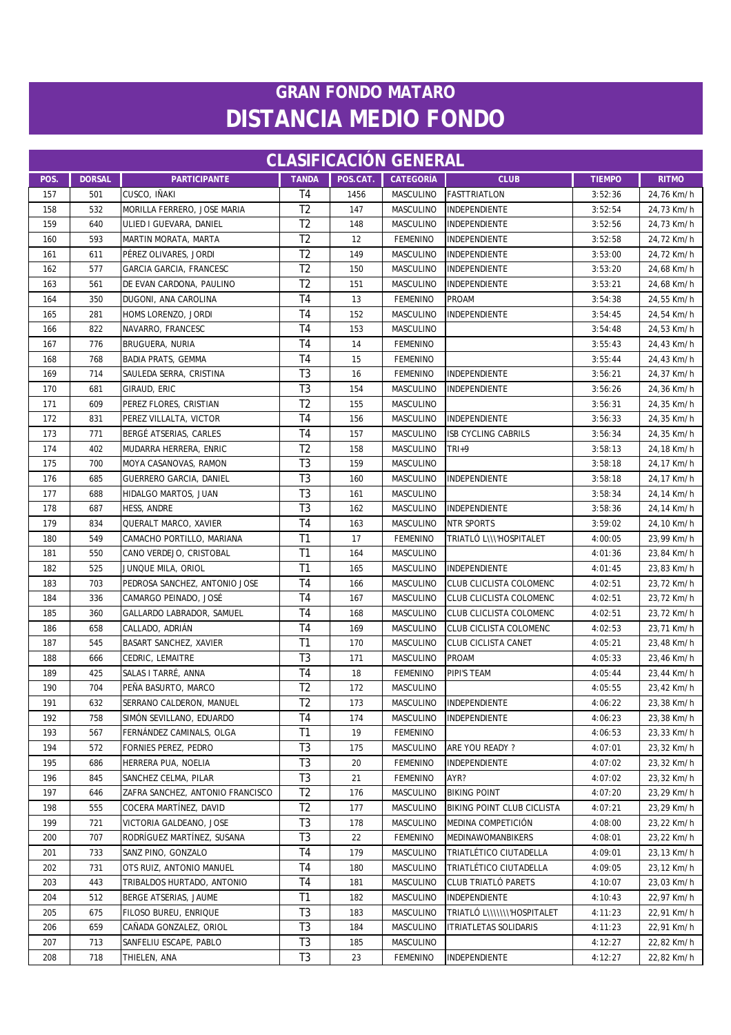# GRAN FONDO MATARO
# DISTANCIA MEDIO FONDO

## CLASIFICACIÓN GENERAL

| POS. | DORSAL | PARTICIPANTE | TANDA | POS.CAT. | CATEGORÍA | CLUB | TIEMPO | RITMO |
|---|---|---|---|---|---|---|---|---|
| 157 | 501 | CUSCO, IÑAKI | T4 | 1456 | MASCULINO | FASTTRIATLON | 3:52:36 | 24,76 Km/h |
| 158 | 532 | MORILLA FERRERO, JOSE MARIA | T2 | 147 | MASCULINO | INDEPENDIENTE | 3:52:54 | 24,73 Km/h |
| 159 | 640 | ULIED I GUEVARA, DANIEL | T2 | 148 | MASCULINO | INDEPENDIENTE | 3:52:56 | 24,73 Km/h |
| 160 | 593 | MARTIN MORATA, MARTA | T2 | 12 | FEMENINO | INDEPENDIENTE | 3:52:58 | 24,72 Km/h |
| 161 | 611 | PÉREZ OLIVARES, JORDI | T2 | 149 | MASCULINO | INDEPENDIENTE | 3:53:00 | 24,72 Km/h |
| 162 | 577 | GARCIA GARCIA, FRANCESC | T2 | 150 | MASCULINO | INDEPENDIENTE | 3:53:20 | 24,68 Km/h |
| 163 | 561 | DE EVAN CARDONA, PAULINO | T2 | 151 | MASCULINO | INDEPENDIENTE | 3:53:21 | 24,68 Km/h |
| 164 | 350 | DUGONI, ANA CAROLINA | T4 | 13 | FEMENINO | PROAM | 3:54:38 | 24,55 Km/h |
| 165 | 281 | HOMS LORENZO, JORDI | T4 | 152 | MASCULINO | INDEPENDIENTE | 3:54:45 | 24,54 Km/h |
| 166 | 822 | NAVARRO, FRANCESC | T4 | 153 | MASCULINO | | 3:54:48 | 24,53 Km/h |
| 167 | 776 | BRUGUERA, NURIA | T4 | 14 | FEMENINO | | 3:55:43 | 24,43 Km/h |
| 168 | 768 | BADIA PRATS, GEMMA | T4 | 15 | FEMENINO | | 3:55:44 | 24,43 Km/h |
| 169 | 714 | SAULEDA SERRA, CRISTINA | T3 | 16 | FEMENINO | INDEPENDIENTE | 3:56:21 | 24,37 Km/h |
| 170 | 681 | GIRAUD, ERIC | T3 | 154 | MASCULINO | INDEPENDIENTE | 3:56:26 | 24,36 Km/h |
| 171 | 609 | PEREZ FLORES, CRISTIAN | T2 | 155 | MASCULINO | | 3:56:31 | 24,35 Km/h |
| 172 | 831 | PEREZ VILLALTA, VICTOR | T4 | 156 | MASCULINO | INDEPENDIENTE | 3:56:33 | 24,35 Km/h |
| 173 | 771 | BERGÉ ATSERIAS, CARLES | T4 | 157 | MASCULINO | ISB CYCLING CABRILS | 3:56:34 | 24,35 Km/h |
| 174 | 402 | MUDARRA HERRERA, ENRIC | T2 | 158 | MASCULINO | TRI+9 | 3:58:13 | 24,18 Km/h |
| 175 | 700 | MOYA CASANOVAS, RAMON | T3 | 159 | MASCULINO | | 3:58:18 | 24,17 Km/h |
| 176 | 685 | GUERRERO GARCIA, DANIEL | T3 | 160 | MASCULINO | INDEPENDIENTE | 3:58:18 | 24,17 Km/h |
| 177 | 688 | HIDALGO MARTOS, JUAN | T3 | 161 | MASCULINO | | 3:58:34 | 24,14 Km/h |
| 178 | 687 | HESS, ANDRE | T3 | 162 | MASCULINO | INDEPENDIENTE | 3:58:36 | 24,14 Km/h |
| 179 | 834 | QUERALT MARCO, XAVIER | T4 | 163 | MASCULINO | NTR SPORTS | 3:59:02 | 24,10 Km/h |
| 180 | 549 | CAMACHO PORTILLO, MARIANA | T1 | 17 | FEMENINO | TRIATLÓ L\\\'HOSPITALET | 4:00:05 | 23,99 Km/h |
| 181 | 550 | CANO VERDEJO, CRISTOBAL | T1 | 164 | MASCULINO | | 4:01:36 | 23,84 Km/h |
| 182 | 525 | JUNQUE MILA, ORIOL | T1 | 165 | MASCULINO | INDEPENDIENTE | 4:01:45 | 23,83 Km/h |
| 183 | 703 | PEDROSA SANCHEZ, ANTONIO JOSE | T4 | 166 | MASCULINO | CLUB CLICLISTA COLOMENC | 4:02:51 | 23,72 Km/h |
| 184 | 336 | CAMARGO PEINADO, JOSÉ | T4 | 167 | MASCULINO | CLUB CLICLISTA COLOMENC | 4:02:51 | 23,72 Km/h |
| 185 | 360 | GALLARDO LABRADOR, SAMUEL | T4 | 168 | MASCULINO | CLUB CLICLISTA COLOMENC | 4:02:51 | 23,72 Km/h |
| 186 | 658 | CALLADO, ADRIÁN | T4 | 169 | MASCULINO | CLUB CICLISTA COLOMENC | 4:02:53 | 23,71 Km/h |
| 187 | 545 | BASART SANCHEZ, XAVIER | T1 | 170 | MASCULINO | CLUB CICLISTA CANET | 4:05:21 | 23,48 Km/h |
| 188 | 666 | CEDRIC, LEMAITRE | T3 | 171 | MASCULINO | PROAM | 4:05:33 | 23,46 Km/h |
| 189 | 425 | SALAS I TARRÉ, ANNA | T4 | 18 | FEMENINO | PIPI'S TEAM | 4:05:44 | 23,44 Km/h |
| 190 | 704 | PEÑA BASURTO, MARCO | T2 | 172 | MASCULINO | | 4:05:55 | 23,42 Km/h |
| 191 | 632 | SERRANO CALDERON, MANUEL | T2 | 173 | MASCULINO | INDEPENDIENTE | 4:06:22 | 23,38 Km/h |
| 192 | 758 | SIMÓN SEVILLANO, EDUARDO | T4 | 174 | MASCULINO | INDEPENDIENTE | 4:06:23 | 23,38 Km/h |
| 193 | 567 | FERNÁNDEZ CAMINALS, OLGA | T1 | 19 | FEMENINO | | 4:06:53 | 23,33 Km/h |
| 194 | 572 | FORNIES PEREZ, PEDRO | T3 | 175 | MASCULINO | ARE YOU READY ? | 4:07:01 | 23,32 Km/h |
| 195 | 686 | HERRERA PUA, NOELIA | T3 | 20 | FEMENINO | INDEPENDIENTE | 4:07:02 | 23,32 Km/h |
| 196 | 845 | SANCHEZ CELMA, PILAR | T3 | 21 | FEMENINO | AYR? | 4:07:02 | 23,32 Km/h |
| 197 | 646 | ZAFRA SANCHEZ, ANTONIO FRANCISCO | T2 | 176 | MASCULINO | BIKING POINT | 4:07:20 | 23,29 Km/h |
| 198 | 555 | COCERA MARTÍNEZ, DAVID | T2 | 177 | MASCULINO | BIKING POINT CLUB CICLISTA | 4:07:21 | 23,29 Km/h |
| 199 | 721 | VICTORIA GALDEANO, JOSE | T3 | 178 | MASCULINO | MEDINA COMPETICIÓN | 4:08:00 | 23,22 Km/h |
| 200 | 707 | RODRÍGUEZ MARTÍNEZ, SUSANA | T3 | 22 | FEMENINO | MEDINAWOMANBIKERS | 4:08:01 | 23,22 Km/h |
| 201 | 733 | SANZ PINO, GONZALO | T4 | 179 | MASCULINO | TRIATLÉTICO CIUTADELLA | 4:09:01 | 23,13 Km/h |
| 202 | 731 | OTS RUIZ, ANTONIO MANUEL | T4 | 180 | MASCULINO | TRIATLÉTICO CIUTADELLA | 4:09:05 | 23,12 Km/h |
| 203 | 443 | TRIBALDOS HURTADO, ANTONIO | T4 | 181 | MASCULINO | CLUB TRIATLÓ PARETS | 4:10:07 | 23,03 Km/h |
| 204 | 512 | BERGE ATSERIAS, JAUME | T1 | 182 | MASCULINO | INDEPENDIENTE | 4:10:43 | 22,97 Km/h |
| 205 | 675 | FILOSO BUREU, ENRIQUE | T3 | 183 | MASCULINO | TRIATLÓ L\\\\\\\\'HOSPITALET | 4:11:23 | 22,91 Km/h |
| 206 | 659 | CAÑADA GONZALEZ, ORIOL | T3 | 184 | MASCULINO | ITRIATLETAS SOLIDARIS | 4:11:23 | 22,91 Km/h |
| 207 | 713 | SANFELIU ESCAPE, PABLO | T3 | 185 | MASCULINO | | 4:12:27 | 22,82 Km/h |
| 208 | 718 | THIELEN, ANA | T3 | 23 | FEMENINO | INDEPENDIENTE | 4:12:27 | 22,82 Km/h |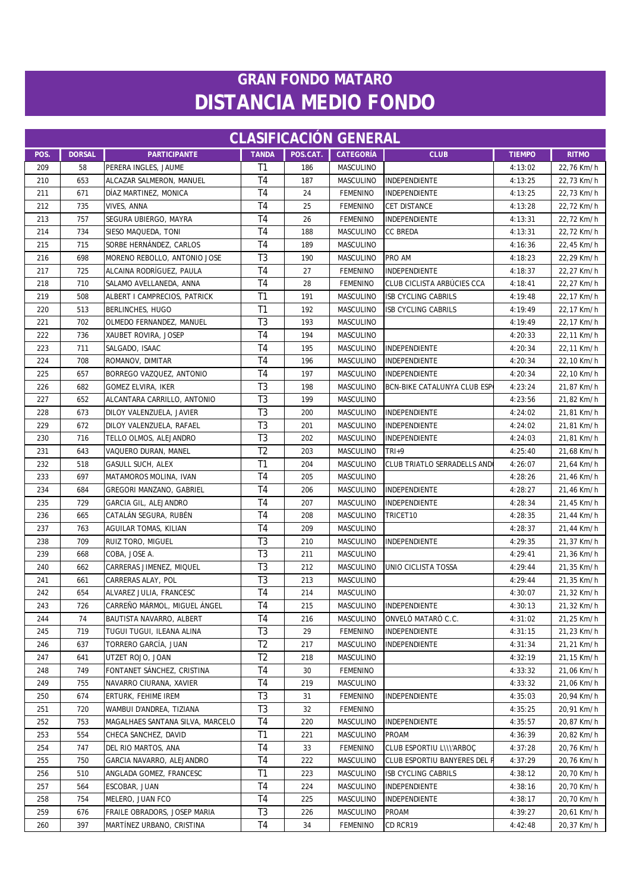# GRAN FONDO MATARO
# DISTANCIA MEDIO FONDO

## CLASIFICACIÓN GENERAL

| POS. | DORSAL | PARTICIPANTE | TANDA | POS.CAT. | CATEGORÍA | CLUB | TIEMPO | RITMO |
|---|---|---|---|---|---|---|---|---|
| 209 | 58 | PERERA INGLES, JAUME | T1 | 186 | MASCULINO | | 4:13:02 | 22,76 Km/h |
| 210 | 653 | ALCAZAR SALMERON, MANUEL | T4 | 187 | MASCULINO | INDEPENDIENTE | 4:13:25 | 22,73 Km/h |
| 211 | 671 | DÍAZ MARTINEZ, MONICA | T4 | 24 | FEMENINO | INDEPENDIENTE | 4:13:25 | 22,73 Km/h |
| 212 | 735 | VIVES, ANNA | T4 | 25 | FEMENINO | CET DISTANCE | 4:13:28 | 22,72 Km/h |
| 213 | 757 | SEGURA UBIERGO, MAYRA | T4 | 26 | FEMENINO | INDEPENDIENTE | 4:13:31 | 22,72 Km/h |
| 214 | 734 | SIESO MAQUEDA, TONI | T4 | 188 | MASCULINO | CC BREDA | 4:13:31 | 22,72 Km/h |
| 215 | 715 | SORBE HERNÁNDEZ, CARLOS | T4 | 189 | MASCULINO | | 4:16:36 | 22,45 Km/h |
| 216 | 698 | MORENO REBOLLO, ANTONIO JOSE | T3 | 190 | MASCULINO | PRO AM | 4:18:23 | 22,29 Km/h |
| 217 | 725 | ALCAINA RODRÍGUEZ, PAULA | T4 | 27 | FEMENINO | INDEPENDIENTE | 4:18:37 | 22,27 Km/h |
| 218 | 710 | SALAMO AVELLANEDA, ANNA | T4 | 28 | FEMENINO | CLUB CICLISTA ARBÚCIES CCA | 4:18:41 | 22,27 Km/h |
| 219 | 508 | ALBERT I CAMPRECIOS, PATRICK | T1 | 191 | MASCULINO | ISB CYCLING CABRILS | 4:19:48 | 22,17 Km/h |
| 220 | 513 | BERLINCHES, HUGO | T1 | 192 | MASCULINO | ISB CYCLING CABRILS | 4:19:49 | 22,17 Km/h |
| 221 | 702 | OLMEDO FERNANDEZ, MANUEL | T3 | 193 | MASCULINO | | 4:19:49 | 22,17 Km/h |
| 222 | 736 | XAUBET ROVIRA, JOSEP | T4 | 194 | MASCULINO | | 4:20:33 | 22,11 Km/h |
| 223 | 711 | SALGADO, ISAAC | T4 | 195 | MASCULINO | INDEPENDIENTE | 4:20:34 | 22,11 Km/h |
| 224 | 708 | ROMANOV, DIMITAR | T4 | 196 | MASCULINO | INDEPENDIENTE | 4:20:34 | 22,10 Km/h |
| 225 | 657 | BORREGO VAZQUEZ, ANTONIO | T4 | 197 | MASCULINO | INDEPENDIENTE | 4:20:34 | 22,10 Km/h |
| 226 | 682 | GOMEZ ELVIRA, IKER | T3 | 198 | MASCULINO | BCN-BIKE CATALUNYA CLUB ESP | 4:23:24 | 21,87 Km/h |
| 227 | 652 | ALCANTARA CARRILLO, ANTONIO | T3 | 199 | MASCULINO | | 4:23:56 | 21,82 Km/h |
| 228 | 673 | DILOY VALENZUELA, JAVIER | T3 | 200 | MASCULINO | INDEPENDIENTE | 4:24:02 | 21,81 Km/h |
| 229 | 672 | DILOY VALENZUELA, RAFAEL | T3 | 201 | MASCULINO | INDEPENDIENTE | 4:24:02 | 21,81 Km/h |
| 230 | 716 | TELLO OLMOS, ALEJANDRO | T3 | 202 | MASCULINO | INDEPENDIENTE | 4:24:03 | 21,81 Km/h |
| 231 | 643 | VAQUERO DURAN, MANEL | T2 | 203 | MASCULINO | TRI+9 | 4:25:40 | 21,68 Km/h |
| 232 | 518 | GASULL SUCH, ALEX | T1 | 204 | MASCULINO | CLUB TRIATLO SERRADELLS AND | 4:26:07 | 21,64 Km/h |
| 233 | 697 | MATAMOROS MOLINA, IVAN | T4 | 205 | MASCULINO | | 4:28:26 | 21,46 Km/h |
| 234 | 684 | GREGORI MANZANO, GABRIEL | T4 | 206 | MASCULINO | INDEPENDIENTE | 4:28:27 | 21,46 Km/h |
| 235 | 729 | GARCIA GIL, ALEJANDRO | T4 | 207 | MASCULINO | INDEPENDIENTE | 4:28:34 | 21,45 Km/h |
| 236 | 665 | CATALÁN SEGURA, RUBÉN | T4 | 208 | MASCULINO | TRICET10 | 4:28:35 | 21,44 Km/h |
| 237 | 763 | AGUILAR TOMAS, KILIAN | T4 | 209 | MASCULINO | | 4:28:37 | 21,44 Km/h |
| 238 | 709 | RUIZ TORO, MIGUEL | T3 | 210 | MASCULINO | INDEPENDIENTE | 4:29:35 | 21,37 Km/h |
| 239 | 668 | COBA, JOSE A. | T3 | 211 | MASCULINO | | 4:29:41 | 21,36 Km/h |
| 240 | 662 | CARRERAS JIMENEZ, MIQUEL | T3 | 212 | MASCULINO | UNIO CICLISTA TOSSA | 4:29:44 | 21,35 Km/h |
| 241 | 661 | CARRERAS ALAY, POL | T3 | 213 | MASCULINO | | 4:29:44 | 21,35 Km/h |
| 242 | 654 | ALVAREZ JULIA, FRANCESC | T4 | 214 | MASCULINO | | 4:30:07 | 21,32 Km/h |
| 243 | 726 | CARREÑO MÁRMOL, MIGUEL ÁNGEL | T4 | 215 | MASCULINO | INDEPENDIENTE | 4:30:13 | 21,32 Km/h |
| 244 | 74 | BAUTISTA NAVARRO, ALBERT | T4 | 216 | MASCULINO | ONVELÓ MATARÓ C.C. | 4:31:02 | 21,25 Km/h |
| 245 | 719 | TUGUI TUGUI, ILEANA ALINA | T3 | 29 | FEMENINO | INDEPENDIENTE | 4:31:15 | 21,23 Km/h |
| 246 | 637 | TORRERO GARCÍA, JUAN | T2 | 217 | MASCULINO | INDEPENDIENTE | 4:31:34 | 21,21 Km/h |
| 247 | 641 | UTZET ROJO, JOAN | T2 | 218 | MASCULINO | | 4:32:19 | 21,15 Km/h |
| 248 | 749 | FONTANET SÁNCHEZ, CRISTINA | T4 | 30 | FEMENINO | | 4:33:32 | 21,06 Km/h |
| 249 | 755 | NAVARRO CIURANA, XAVIER | T4 | 219 | MASCULINO | | 4:33:32 | 21,06 Km/h |
| 250 | 674 | ERTURK, FEHIME IREM | T3 | 31 | FEMENINO | INDEPENDIENTE | 4:35:03 | 20,94 Km/h |
| 251 | 720 | WAMBUI D'ANDREA, TIZIANA | T3 | 32 | FEMENINO | | 4:35:25 | 20,91 Km/h |
| 252 | 753 | MAGALHAES SANTANA SILVA, MARCELO | T4 | 220 | MASCULINO | INDEPENDIENTE | 4:35:57 | 20,87 Km/h |
| 253 | 554 | CHECA SANCHEZ, DAVID | T1 | 221 | MASCULINO | PROAM | 4:36:39 | 20,82 Km/h |
| 254 | 747 | DEL RIO MARTOS, ANA | T4 | 33 | FEMENINO | CLUB ESPORTIU L\\\'ARBOÇ | 4:37:28 | 20,76 Km/h |
| 255 | 750 | GARCIA NAVARRO, ALEJANDRO | T4 | 222 | MASCULINO | CLUB ESPORTIU BANYERES DEL P | 4:37:29 | 20,76 Km/h |
| 256 | 510 | ANGLADA GOMEZ, FRANCESC | T1 | 223 | MASCULINO | ISB CYCLING CABRILS | 4:38:12 | 20,70 Km/h |
| 257 | 564 | ESCOBAR, JUAN | T4 | 224 | MASCULINO | INDEPENDIENTE | 4:38:16 | 20,70 Km/h |
| 258 | 754 | MELERO, JUAN FCO | T4 | 225 | MASCULINO | INDEPENDIENTE | 4:38:17 | 20,70 Km/h |
| 259 | 676 | FRAILE OBRADORS, JOSEP MARIA | T3 | 226 | MASCULINO | PROAM | 4:39:27 | 20,61 Km/h |
| 260 | 397 | MARTÍNEZ URBANO, CRISTINA | T4 | 34 | FEMENINO | CD RCR19 | 4:42:48 | 20,37 Km/h |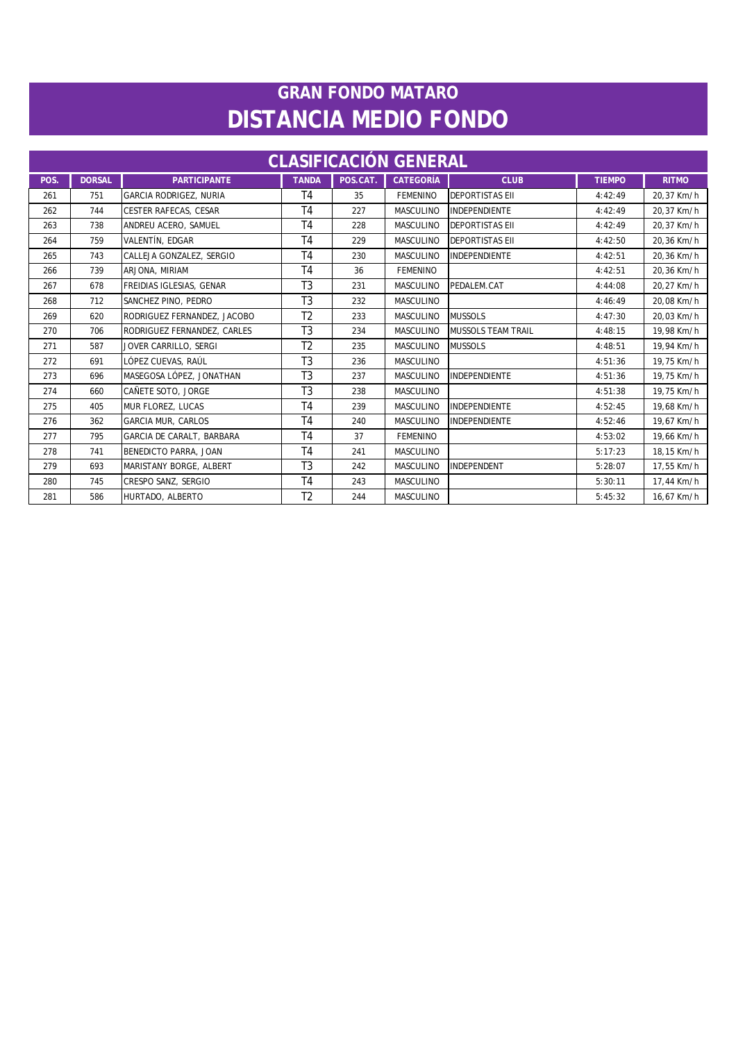# GRAN FONDO MATARO
# DISTANCIA MEDIO FONDO

## CLASIFICACIÓN GENERAL

| POS. | DORSAL | PARTICIPANTE | TANDA | POS.CAT. | CATEGORÍA | CLUB | TIEMPO | RITMO |
|---|---|---|---|---|---|---|---|---|
| 261 | 751 | GARCIA RODRIGEZ, NURIA | T4 | 35 | FEMENINO | DEPORTISTAS EII | 4:42:49 | 20,37 Km/h |
| 262 | 744 | CESTER RAFECAS, CESAR | T4 | 227 | MASCULINO | INDEPENDIENTE | 4:42:49 | 20,37 Km/h |
| 263 | 738 | ANDREU ACERO, SAMUEL | T4 | 228 | MASCULINO | DEPORTISTAS EII | 4:42:49 | 20,37 Km/h |
| 264 | 759 | VALENTÍN, EDGAR | T4 | 229 | MASCULINO | DEPORTISTAS EII | 4:42:50 | 20,36 Km/h |
| 265 | 743 | CALLEJA GONZALEZ, SERGIO | T4 | 230 | MASCULINO | INDEPENDIENTE | 4:42:51 | 20,36 Km/h |
| 266 | 739 | ARJONA, MIRIAM | T4 | 36 | FEMENINO | | 4:42:51 | 20,36 Km/h |
| 267 | 678 | FREIDIAS IGLESIAS, GENAR | T3 | 231 | MASCULINO | PEDALEM.CAT | 4:44:08 | 20,27 Km/h |
| 268 | 712 | SANCHEZ PINO, PEDRO | T3 | 232 | MASCULINO | | 4:46:49 | 20,08 Km/h |
| 269 | 620 | RODRIGUEZ FERNANDEZ, JACOBO | T2 | 233 | MASCULINO | MUSSOLS | 4:47:30 | 20,03 Km/h |
| 270 | 706 | RODRIGUEZ FERNANDEZ, CARLES | T3 | 234 | MASCULINO | MUSSOLS TEAM TRAIL | 4:48:15 | 19,98 Km/h |
| 271 | 587 | JOVER CARRILLO, SERGI | T2 | 235 | MASCULINO | MUSSOLS | 4:48:51 | 19,94 Km/h |
| 272 | 691 | LÓPEZ CUEVAS, RAÚL | T3 | 236 | MASCULINO | | 4:51:36 | 19,75 Km/h |
| 273 | 696 | MASEGOSA LÓPEZ, JONATHAN | T3 | 237 | MASCULINO | INDEPENDIENTE | 4:51:36 | 19,75 Km/h |
| 274 | 660 | CAÑETE SOTO, JORGE | T3 | 238 | MASCULINO | | 4:51:38 | 19,75 Km/h |
| 275 | 405 | MUR FLOREZ, LUCAS | T4 | 239 | MASCULINO | INDEPENDIENTE | 4:52:45 | 19,68 Km/h |
| 276 | 362 | GARCIA MUR, CARLOS | T4 | 240 | MASCULINO | INDEPENDIENTE | 4:52:46 | 19,67 Km/h |
| 277 | 795 | GARCIA DE CARALT, BARBARA | T4 | 37 | FEMENINO | | 4:53:02 | 19,66 Km/h |
| 278 | 741 | BENEDICTO PARRA, JOAN | T4 | 241 | MASCULINO | | 5:17:23 | 18,15 Km/h |
| 279 | 693 | MARISTANY BORGE, ALBERT | T3 | 242 | MASCULINO | INDEPENDENT | 5:28:07 | 17,55 Km/h |
| 280 | 745 | CRESPO SANZ, SERGIO | T4 | 243 | MASCULINO | | 5:30:11 | 17,44 Km/h |
| 281 | 586 | HURTADO, ALBERTO | T2 | 244 | MASCULINO | | 5:45:32 | 16,67 Km/h |